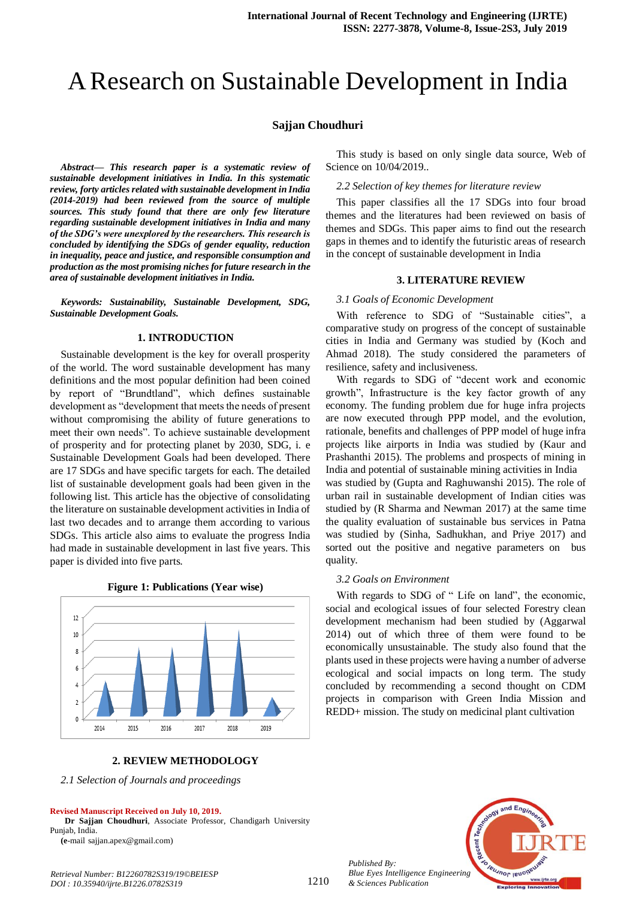# A Research on Sustainable Development in India

**Sajjan Choudhuri**

***Abstract— This research paper is a systematic review of sustainable development initiatives in India. In this systematic review, forty articles related with sustainable development in India (2014-2019) had been reviewed from the source of multiple sources. This study found that there are only few literature regarding sustainable development initiatives in India and many of the SDG's were unexplored by the researchers. This research is concluded by identifying the SDGs of gender equality, reduction in inequality, peace and justice, and responsible consumption and production as the most promising niches for future research in the area of sustainable development initiatives in India.***

***Keywords: Sustainability, Sustainable Development, SDG, Sustainable Development Goals.***

## 1. INTRODUCTION

Sustainable development is the key for overall prosperity of the world. The word sustainable development has many definitions and the most popular definition had been coined by report of "Brundtland", which defines sustainable development as "development that meets the needs of present without compromising the ability of future generations to meet their own needs". To achieve sustainable development of prosperity and for protecting planet by 2030, SDG, i. e Sustainable Development Goals had been developed. There are 17 SDGs and have specific targets for each. The detailed list of sustainable development goals had been given in the following list. This article has the objective of consolidating the literature on sustainable development activities in India of last two decades and to arrange them according to various SDGs. This article also aims to evaluate the progress India had made in sustainable development in last five years. This paper is divided into five parts.

**Figure 1: Publications (Year wise)**

## 2. REVIEW METHODOLOGY

*2.1 Selection of Journals and proceedings*

This study is based on only single data source, Web of Science on 10/04/2019..

*2.2 Selection of key themes for literature review*

This paper classifies all the 17 SDGs into four broad themes and the literatures had been reviewed on basis of themes and SDGs. This paper aims to find out the research gaps in themes and to identify the futuristic areas of research in the concept of sustainable development in India

## 3. LITERATURE REVIEW

*3.1 Goals of Economic Development*

With reference to SDG of "Sustainable cities", a comparative study on progress of the concept of sustainable cities in India and Germany was studied by (Koch and Ahmad 2018). The study considered the parameters of resilience, safety and inclusiveness.

With regards to SDG of "decent work and economic growth", Infrastructure is the key factor growth of any economy. The funding problem due for huge infra projects are now executed through PPP model, and the evolution, rationale, benefits and challenges of PPP model of huge infra projects like airports in India was studied by (Kaur and Prashanthi 2015). The problems and prospects of mining in India and potential of sustainable mining activities in India was studied by (Gupta and Raghuwanshi 2015). The role of urban rail in sustainable development of Indian cities was studied by (R Sharma and Newman 2017) at the same time the quality evaluation of sustainable bus services in Patna was studied by (Sinha, Sadhukhan, and Priye 2017) and sorted out the positive and negative parameters on bus quality.

*3.2 Goals on Environment*

With regards to SDG of " Life on land", the economic, social and ecological issues of four selected Forestry clean development mechanism had been studied by (Aggarwal 2014) out of which three of them were found to be economically unsustainable. The study also found that the plants used in these projects were having a number of adverse ecological and social impacts on long term. The study concluded by recommending a second thought on CDM projects in comparison with Green India Mission and REDD+ mission. The study on medicinal plant cultivation

**Revised Manuscript Received on July 10, 2019.**

**Dr Sajjan Choudhuri**, Associate Professor, Chandigarh University Punjab, India.

**(e**-mail sajjan.apex@gmail.com)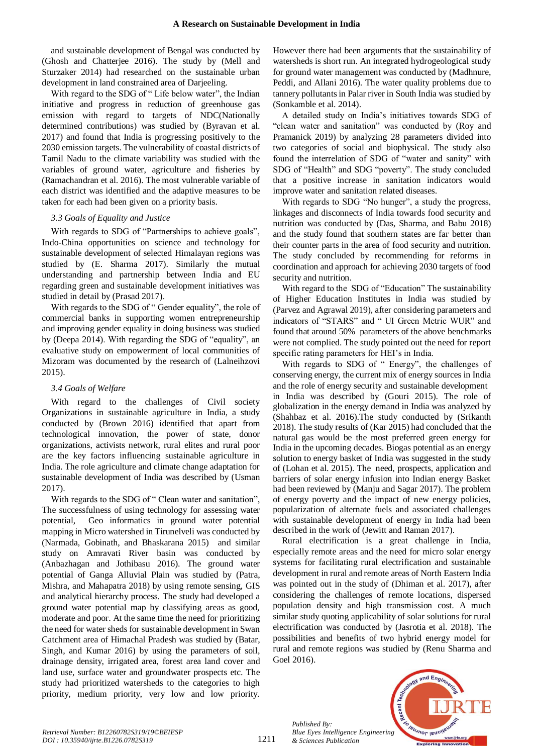and sustainable development of Bengal was conducted by (Ghosh and Chatterjee 2016). The study by (Mell and Sturzaker 2014) had researched on the sustainable urban development in land constrained area of Darjeeling.

With regard to the SDG of " Life below water", the Indian initiative and progress in reduction of greenhouse gas emission with regard to targets of NDC(Nationally determined contributions) was studied by (Byravan et al. 2017) and found that India is progressing positively to the 2030 emission targets. The vulnerability of coastal districts of Tamil Nadu to the climate variability was studied with the variables of ground water, agriculture and fisheries by (Ramachandran et al. 2016). The most vulnerable variable of each district was identified and the adaptive measures to be taken for each had been given on a priority basis.

### *3.3 Goals of Equality and Justice*

With regards to SDG of "Partnerships to achieve goals", Indo-China opportunities on science and technology for sustainable development of selected Himalayan regions was studied by (E. Sharma 2017). Similarly the mutual understanding and partnership between India and EU regarding green and sustainable development initiatives was studied in detail by (Prasad 2017).

With regards to the SDG of " Gender equality", the role of commercial banks in supporting women entrepreneurship and improving gender equality in doing business was studied by (Deepa 2014). With regarding the SDG of "equality", an evaluative study on empowerment of local communities of Mizoram was documented by the research of (Lalneihzovi 2015).

### *3.4 Goals of Welfare*

With regard to the challenges of Civil society Organizations in sustainable agriculture in India, a study conducted by (Brown 2016) identified that apart from technological innovation, the power of state, donor organizations, activists network, rural elites and rural poor are the key factors influencing sustainable agriculture in India. The role agriculture and climate change adaptation for sustainable development of India was described by (Usman 2017).

With regards to the SDG of " Clean water and sanitation", The successfulness of using technology for assessing water potential, Geo informatics in ground water potential mapping in Micro watershed in Tirunelveli was conducted by (Narmada, Gobinath, and Bhaskarana 2015) and similar study on Amravati River basin was conducted by (Anbazhagan and Jothibasu 2016). The ground water potential of Ganga Alluvial Plain was studied by (Patra, Mishra, and Mahapatra 2018) by using remote sensing, GIS and analytical hierarchy process. The study had developed a ground water potential map by classifying areas as good, moderate and poor. At the same time the need for prioritizing the need for water sheds for sustainable development in Swan Catchment area of Himachal Pradesh was studied by (Batar, Singh, and Kumar 2016) by using the parameters of soil, drainage density, irrigated area, forest area land cover and land use, surface water and groundwater prospects etc. The study had prioritized watersheds to the categories to high priority, medium priority, very low and low priority. However there had been arguments that the sustainability of watersheds is short run. An integrated hydrogeological study for ground water management was conducted by (Madhnure, Peddi, and Allani 2016). The water quality problems due to tannery pollutants in Palar river in South India was studied by (Sonkamble et al. 2014).

A detailed study on India's initiatives towards SDG of "clean water and sanitation" was conducted by (Roy and Pramanick 2019) by analyzing 28 parameters divided into two categories of social and biophysical. The study also found the interrelation of SDG of "water and sanity" with SDG of "Health" and SDG "poverty". The study concluded that a positive increase in sanitation indicators would improve water and sanitation related diseases.

With regards to SDG "No hunger", a study the progress, linkages and disconnects of India towards food security and nutrition was conducted by (Das, Sharma, and Babu 2018) and the study found that southern states are far better than their counter parts in the area of food security and nutrition. The study concluded by recommending for reforms in coordination and approach for achieving 2030 targets of food security and nutrition.

With regard to the SDG of "Education" The sustainability of Higher Education Institutes in India was studied by (Parvez and Agrawal 2019), after considering parameters and indicators of "STARS" and " UI Green Metric WUR" and found that around 50% parameters of the above benchmarks were not complied. The study pointed out the need for report specific rating parameters for HEI's in India.

With regards to SDG of " Energy", the challenges of conserving energy, the current mix of energy sources in India and the role of energy security and sustainable development in India was described by (Gouri 2015). The role of globalization in the energy demand in India was analyzed by (Shahbaz et al. 2016).The study conducted by (Srikanth 2018). The study results of (Kar 2015) had concluded that the natural gas would be the most preferred green energy for India in the upcoming decades. Biogas potential as an energy solution to energy basket of India was suggested in the study of (Lohan et al. 2015). The need, prospects, application and barriers of solar energy infusion into Indian energy Basket had been reviewed by (Manju and Sagar 2017). The problem of energy poverty and the impact of new energy policies, popularization of alternate fuels and associated challenges with sustainable development of energy in India had been described in the work of (Jewitt and Raman 2017).

Rural electrification is a great challenge in India, especially remote areas and the need for micro solar energy systems for facilitating rural electrification and sustainable development in rural and remote areas of North Eastern India was pointed out in the study of (Dhiman et al. 2017), after considering the challenges of remote locations, dispersed population density and high transmission cost. A much similar study quoting applicability of solar solutions for rural electrification was conducted by (Jasrotia et al. 2018). The possibilities and benefits of two hybrid energy model for rural and remote regions was studied by (Renu Sharma and Goel 2016).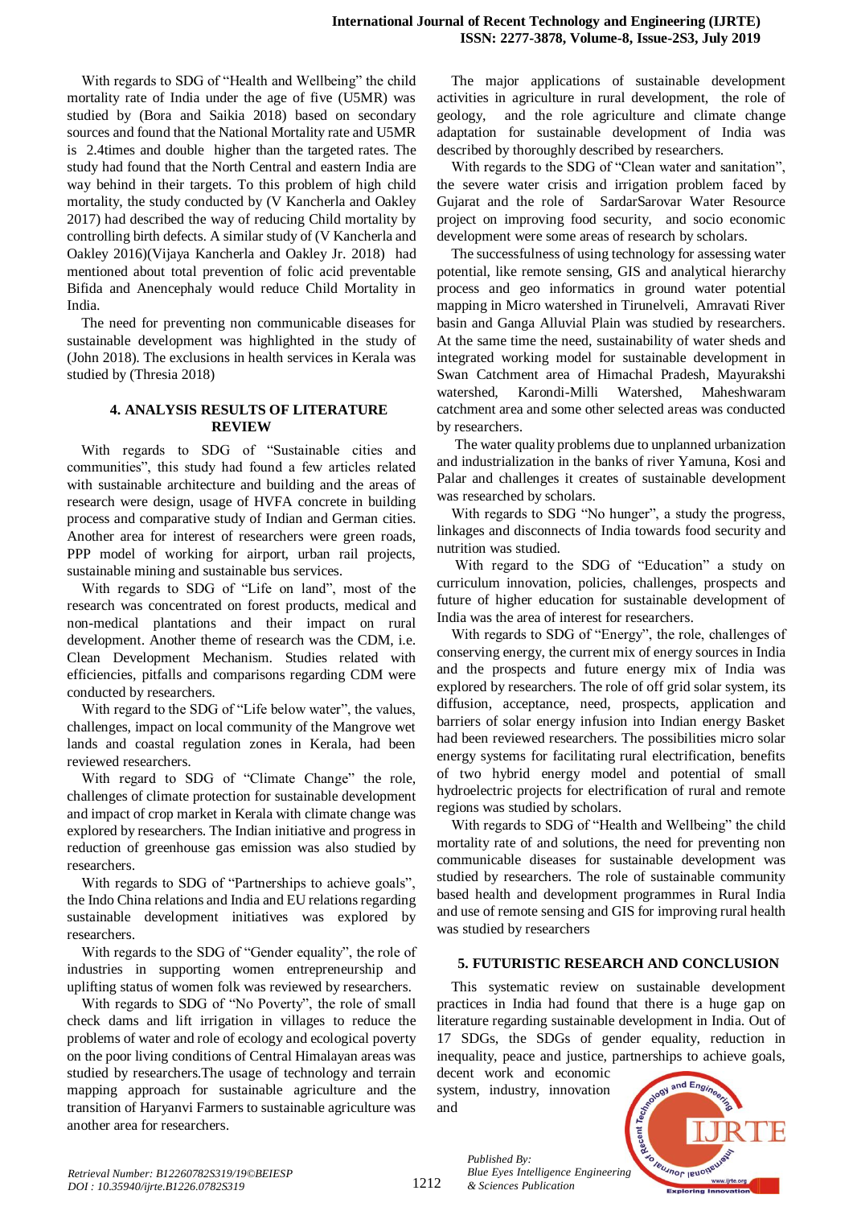With regards to SDG of "Health and Wellbeing" the child mortality rate of India under the age of five (U5MR) was studied by (Bora and Saikia 2018) based on secondary sources and found that the National Mortality rate and U5MR is 2.4times and double higher than the targeted rates. The study had found that the North Central and eastern India are way behind in their targets. To this problem of high child mortality, the study conducted by (V Kancherla and Oakley 2017) had described the way of reducing Child mortality by controlling birth defects. A similar study of (V Kancherla and Oakley 2016)(Vijaya Kancherla and Oakley Jr. 2018) had mentioned about total prevention of folic acid preventable Bifida and Anencephaly would reduce Child Mortality in India.

The need for preventing non communicable diseases for sustainable development was highlighted in the study of (John 2018). The exclusions in health services in Kerala was studied by (Thresia 2018)

## 4. ANALYSIS RESULTS OF LITERATURE REVIEW

With regards to SDG of "Sustainable cities and communities", this study had found a few articles related with sustainable architecture and building and the areas of research were design, usage of HVFA concrete in building process and comparative study of Indian and German cities. Another area for interest of researchers were green roads, PPP model of working for airport, urban rail projects, sustainable mining and sustainable bus services.

With regards to SDG of "Life on land", most of the research was concentrated on forest products, medical and non-medical plantations and their impact on rural development. Another theme of research was the CDM, i.e. Clean Development Mechanism. Studies related with efficiencies, pitfalls and comparisons regarding CDM were conducted by researchers.

With regard to the SDG of "Life below water", the values, challenges, impact on local community of the Mangrove wet lands and coastal regulation zones in Kerala, had been reviewed researchers.

With regard to SDG of "Climate Change" the role, challenges of climate protection for sustainable development and impact of crop market in Kerala with climate change was explored by researchers. The Indian initiative and progress in reduction of greenhouse gas emission was also studied by researchers.

With regards to SDG of "Partnerships to achieve goals", the Indo China relations and India and EU relations regarding sustainable development initiatives was explored by researchers.

With regards to the SDG of "Gender equality", the role of industries in supporting women entrepreneurship and uplifting status of women folk was reviewed by researchers.

With regards to SDG of "No Poverty", the role of small check dams and lift irrigation in villages to reduce the problems of water and role of ecology and ecological poverty on the poor living conditions of Central Himalayan areas was studied by researchers.The usage of technology and terrain mapping approach for sustainable agriculture and the transition of Haryanvi Farmers to sustainable agriculture was another area for researchers.

The major applications of sustainable development activities in agriculture in rural development, the role of geology, and the role agriculture and climate change adaptation for sustainable development of India was described by thoroughly described by researchers.

With regards to the SDG of "Clean water and sanitation", the severe water crisis and irrigation problem faced by Gujarat and the role of SardarSarovar Water Resource project on improving food security, and socio economic development were some areas of research by scholars.

The successfulness of using technology for assessing water potential, like remote sensing, GIS and analytical hierarchy process and geo informatics in ground water potential mapping in Micro watershed in Tirunelveli, Amravati River basin and Ganga Alluvial Plain was studied by researchers. At the same time the need, sustainability of water sheds and integrated working model for sustainable development in Swan Catchment area of Himachal Pradesh, Mayurakshi watershed, Karondi-Milli Watershed, Maheshwaram catchment area and some other selected areas was conducted by researchers.

The water quality problems due to unplanned urbanization and industrialization in the banks of river Yamuna, Kosi and Palar and challenges it creates of sustainable development was researched by scholars.

With regards to SDG "No hunger", a study the progress, linkages and disconnects of India towards food security and nutrition was studied.

With regard to the SDG of "Education" a study on curriculum innovation, policies, challenges, prospects and future of higher education for sustainable development of India was the area of interest for researchers.

With regards to SDG of "Energy", the role, challenges of conserving energy, the current mix of energy sources in India and the prospects and future energy mix of India was explored by researchers. The role of off grid solar system, its diffusion, acceptance, need, prospects, application and barriers of solar energy infusion into Indian energy Basket had been reviewed researchers. The possibilities micro solar energy systems for facilitating rural electrification, benefits of two hybrid energy model and potential of small hydroelectric projects for electrification of rural and remote regions was studied by scholars.

With regards to SDG of "Health and Wellbeing" the child mortality rate of and solutions, the need for preventing non communicable diseases for sustainable development was studied by researchers. The role of sustainable community based health and development programmes in Rural India and use of remote sensing and GIS for improving rural health was studied by researchers

## 5. FUTURISTIC RESEARCH AND CONCLUSION

This systematic review on sustainable development practices in India had found that there is a huge gap on literature regarding sustainable development in India. Out of 17 SDGs, the SDGs of gender equality, reduction in inequality, peace and justice, partnerships to achieve goals, decent work and economic system, industry, innovation and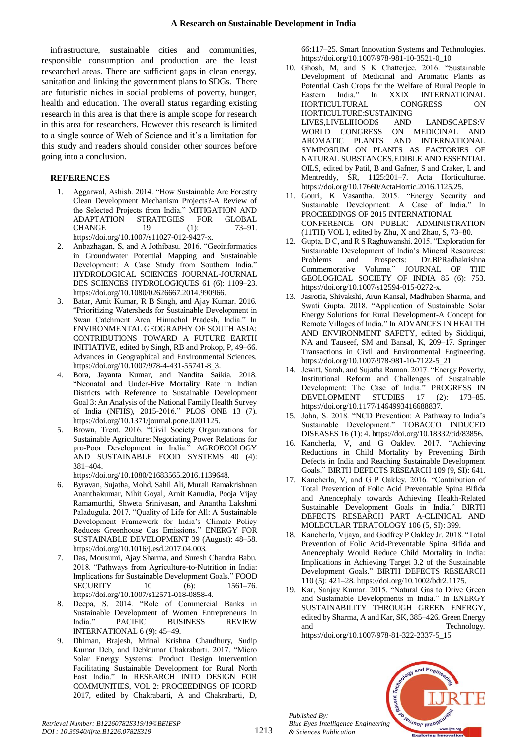infrastructure, sustainable cities and communities, responsible consumption and production are the least researched areas. There are sufficient gaps in clean energy, sanitation and linking the government plans to SDGs. There are futuristic niches in social problems of poverty, hunger, health and education. The overall status regarding existing research in this area is that there is ample scope for research in this area for researchers. However this research is limited to a single source of Web of Science and it's a limitation for this study and readers should consider other sources before going into a conclusion.

## REFERENCES

1. Aggarwal, Ashish. 2014. "How Sustainable Are Forestry Clean Development Mechanism Projects?-A Review of the Selected Projects from India." MITIGATION AND ADAPTATION STRATEGIES FOR GLOBAL CHANGE 19 (1): 73–91. https://doi.org/10.1007/s11027-012-9427-x.
2. Anbazhagan, S, and A Jothibasu. 2016. "Geoinformatics in Groundwater Potential Mapping and Sustainable Development: A Case Study from Southern India." HYDROLOGICAL SCIENCES JOURNAL-JOURNAL DES SCIENCES HYDROLOGIQUES 61 (6): 1109–23. https://doi.org/10.1080/02626667.2014.990966.
3. Batar, Amit Kumar, R B Singh, and Ajay Kumar. 2016. "Prioritizing Watersheds for Sustainable Development in Swan Catchment Area, Himachal Pradesh, India." In ENVIRONMENTAL GEOGRAPHY OF SOUTH ASIA: CONTRIBUTIONS TOWARD A FUTURE EARTH INITIATIVE, edited by Singh, RB and Prokop, P, 49–66. Advances in Geographical and Environmental Sciences. https://doi.org/10.1007/978-4-431-55741-8_3.
4. Bora, Jayanta Kumar, and Nandita Saikia. 2018. "Neonatal and Under-Five Mortality Rate in Indian Districts with Reference to Sustainable Development Goal 3: An Analysis of the National Family Health Survey of India (NFHS), 2015-2016." PLOS ONE 13 (7). https://doi.org/10.1371/journal.pone.0201125.
5. Brown, Trent. 2016. "Civil Society Organizations for Sustainable Agriculture: Negotiating Power Relations for pro-Poor Development in India." AGROECOLOGY AND SUSTAINABLE FOOD SYSTEMS 40 (4): 381–404. https://doi.org/10.1080/21683565.2016.1139648.
6. Byravan, Sujatha, Mohd. Sahil Ali, Murali Ramakrishnan Ananthakumar, Nihit Goyal, Arnit Kanudia, Pooja Vijay Ramamurthi, Shweta Srinivasan, and Anantha Lakshmi Paladugula. 2017. "Quality of Life for All: A Sustainable Development Framework for India's Climate Policy Reduces Greenhouse Gas Emissions." ENERGY FOR SUSTAINABLE DEVELOPMENT 39 (August): 48–58. https://doi.org/10.1016/j.esd.2017.04.003.
7. Das, Mousumi, Ajay Sharma, and Suresh Chandra Babu. 2018. "Pathways from Agriculture-to-Nutrition in India: Implications for Sustainable Development Goals." FOOD SECURITY 10 (6): 1561–76. https://doi.org/10.1007/s12571-018-0858-4.
8. Deepa, S. 2014. "Role of Commercial Banks in Sustainable Development of Women Entrepreneurs in India." PACIFIC BUSINESS REVIEW INTERNATIONAL 6 (9): 45–49.
9. Dhiman, Brajesh, Mrinal Krishna Chaudhury, Sudip Kumar Deb, and Debkumar Chakrabarti. 2017. "Micro Solar Energy Systems: Product Design Intervention Facilitating Sustainable Development for Rural North East India." In RESEARCH INTO DESIGN FOR COMMUNITIES, VOL 2: PROCEEDINGS OF ICORD 2017, edited by Chakrabarti, A and Chakrabarti, D, 66:117–25. Smart Innovation Systems and Technologies. https://doi.org/10.1007/978-981-10-3521-0_10.
10. Ghosh, M, and S K Chatterjee. 2016. "Sustainable Development of Medicinal and Aromatic Plants as Potential Cash Crops for the Welfare of Rural People in Eastern India." In XXIX INTERNATIONAL HORTICULTURAL CONGRESS ON HORTICULTURE:SUSTAINING LIVES,LIVELIHOODS AND LANDSCAPES:V WORLD CONGRESS ON MEDICINAL AND AROMATIC PLANTS AND INTERNATIONAL SYMPOSIUM ON PLANTS AS FACTORIES OF NATURAL SUBSTANCES,EDIBLE AND ESSENTIAL OILS, edited by Patil, B and Gafner, S and Craker, L and Mentreddy, SR, 1125:201–7. Acta Horticulturae. https://doi.org/10.17660/ActaHortic.2016.1125.25.
11. Gouri, K Vasantha. 2015. "Energy Security and Sustainable Development: A Case of India." In PROCEEDINGS OF 2015 INTERNATIONAL CONFERENCE ON PUBLIC ADMINISTRATION (11TH) VOL I, edited by Zhu, X and Zhao, S, 73–80.
12. Gupta, D C, and R S Raghuwanshi. 2015. "Exploration for Sustainable Development of India's Mineral Resources: Problems and Prospects: Dr.BPRadhakrishna Commemorative Volume." JOURNAL OF THE GEOLOGICAL SOCIETY OF INDIA 85 (6): 753. https://doi.org/10.1007/s12594-015-0272-x.
13. Jasrotia, Shivakshi, Arun Kansal, Madhuben Sharma, and Swati Gupta. 2018. "Application of Sustainable Solar Energy Solutions for Rural Development-A Concept for Remote Villages of India." In ADVANCES IN HEALTH AND ENVIRONMENT SAFETY, edited by Siddiqui, NA and Tauseef, SM and Bansal, K, 209–17. Springer Transactions in Civil and Environmental Engineering. https://doi.org/10.1007/978-981-10-7122-5_21.
14. Jewitt, Sarah, and Sujatha Raman. 2017. "Energy Poverty, Institutional Reform and Challenges of Sustainable Development: The Case of India." PROGRESS IN DEVELOPMENT STUDIES 17 (2): 173–85. https://doi.org/10.1177/1464993416688837.
15. John, S. 2018. "NCD Prevention: A Pathway to India's Sustainable Development." TOBACCO INDUCED DISEASES 16 (1): 4. https://doi.org/10.18332/tid/83856.
16. Kancherla, V, and G Oakley. 2017. "Achieving Reductions in Child Mortality by Preventing Birth Defects in India and Reaching Sustainable Development Goals." BIRTH DEFECTS RESEARCH 109 (9, SI): 641.
17. Kancherla, V, and G P Oakley. 2016. "Contribution of Total Prevention of Folic Acid Preventable Spina Bifida and Anencephaly towards Achieving Health-Related Sustainable Development Goals in India." BIRTH DEFECTS RESEARCH PART A-CLINICAL AND MOLECULAR TERATOLOGY 106 (5, SI): 399.
18. Kancherla, Vijaya, and Godfrey P Oakley Jr. 2018. "Total Prevention of Folic Acid-Preventable Spina Bifida and Anencephaly Would Reduce Child Mortality in India: Implications in Achieving Target 3.2 of the Sustainable Development Goals." BIRTH DEFECTS RESEARCH 110 (5): 421–28. https://doi.org/10.1002/bdr2.1175.
19. Kar, Sanjay Kumar. 2015. "Natural Gas to Drive Green and Sustainable Developments in India." In ENERGY SUSTAINABILITY THROUGH GREEN ENERGY, edited by Sharma, A and Kar, SK, 385–426. Green Energy and Technology. https://doi.org/10.1007/978-81-322-2337-5_15.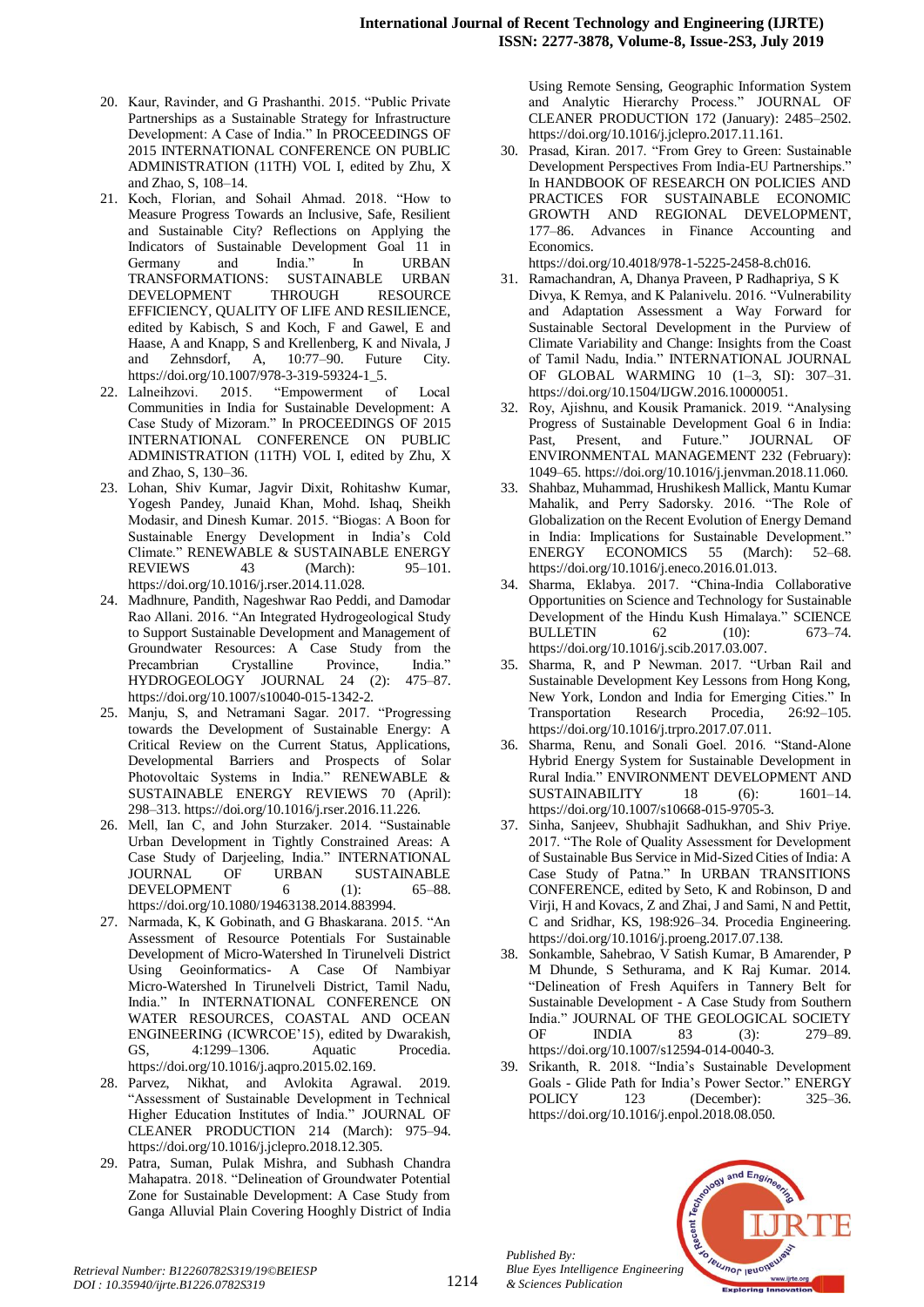20. Kaur, Ravinder, and G Prashanthi. 2015. "Public Private Partnerships as a Sustainable Strategy for Infrastructure Development: A Case of India." In PROCEEDINGS OF 2015 INTERNATIONAL CONFERENCE ON PUBLIC ADMINISTRATION (11TH) VOL I, edited by Zhu, X and Zhao, S, 108–14.
21. Koch, Florian, and Sohail Ahmad. 2018. "How to Measure Progress Towards an Inclusive, Safe, Resilient and Sustainable City? Reflections on Applying the Indicators of Sustainable Development Goal 11 in Germany and India." In URBAN TRANSFORMATIONS: SUSTAINABLE URBAN DEVELOPMENT THROUGH RESOURCE EFFICIENCY, QUALITY OF LIFE AND RESILIENCE, edited by Kabisch, S and Koch, F and Gawel, E and Haase, A and Knapp, S and Krellenberg, K and Nivala, J and Zehnsdorf, A, 10:77–90. Future City. https://doi.org/10.1007/978-3-319-59324-1_5.
22. Lalneihzovi. 2015. "Empowerment of Local Communities in India for Sustainable Development: A Case Study of Mizoram." In PROCEEDINGS OF 2015 INTERNATIONAL CONFERENCE ON PUBLIC ADMINISTRATION (11TH) VOL I, edited by Zhu, X and Zhao, S, 130–36.
23. Lohan, Shiv Kumar, Jagvir Dixit, Rohitashw Kumar, Yogesh Pandey, Junaid Khan, Mohd. Ishaq, Sheikh Modasir, and Dinesh Kumar. 2015. "Biogas: A Boon for Sustainable Energy Development in India's Cold Climate." RENEWABLE & SUSTAINABLE ENERGY REVIEWS 43 (March): 95–101. https://doi.org/10.1016/j.rser.2014.11.028.
24. Madhnure, Pandith, Nageshwar Rao Peddi, and Damodar Rao Allani. 2016. "An Integrated Hydrogeological Study to Support Sustainable Development and Management of Groundwater Resources: A Case Study from the Precambrian Crystalline Province, India." HYDROGEOLOGY JOURNAL 24 (2): 475–87. https://doi.org/10.1007/s10040-015-1342-2.
25. Manju, S, and Netramani Sagar. 2017. "Progressing towards the Development of Sustainable Energy: A Critical Review on the Current Status, Applications, Developmental Barriers and Prospects of Solar Photovoltaic Systems in India." RENEWABLE & SUSTAINABLE ENERGY REVIEWS 70 (April): 298–313. https://doi.org/10.1016/j.rser.2016.11.226.
26. Mell, Ian C, and John Sturzaker. 2014. "Sustainable Urban Development in Tightly Constrained Areas: A Case Study of Darjeeling, India." INTERNATIONAL JOURNAL OF URBAN SUSTAINABLE DEVELOPMENT 6 (1): 65–88. https://doi.org/10.1080/19463138.2014.883994.
27. Narmada, K, K Gobinath, and G Bhaskarana. 2015. "An Assessment of Resource Potentials For Sustainable Development of Micro-Watershed In Tirunelveli District Using Geoinformatics- A Case Of Nambiyar Micro-Watershed In Tirunelveli District, Tamil Nadu, India." In INTERNATIONAL CONFERENCE ON WATER RESOURCES, COASTAL AND OCEAN ENGINEERING (ICWRCOE'15), edited by Dwarakish, GS, 4:1299–1306. Aquatic Procedia. https://doi.org/10.1016/j.aqpro.2015.02.169.
28. Parvez, Nikhat, and Avlokita Agrawal. 2019. "Assessment of Sustainable Development in Technical Higher Education Institutes of India." JOURNAL OF CLEANER PRODUCTION 214 (March): 975–94. https://doi.org/10.1016/j.jclepro.2018.12.305.
29. Patra, Suman, Pulak Mishra, and Subhash Chandra Mahapatra. 2018. "Delineation of Groundwater Potential Zone for Sustainable Development: A Case Study from Ganga Alluvial Plain Covering Hooghly District of India Using Remote Sensing, Geographic Information System and Analytic Hierarchy Process." JOURNAL OF CLEANER PRODUCTION 172 (January): 2485–2502. https://doi.org/10.1016/j.jclepro.2017.11.161.
30. Prasad, Kiran. 2017. "From Grey to Green: Sustainable Development Perspectives From India-EU Partnerships." In HANDBOOK OF RESEARCH ON POLICIES AND PRACTICES FOR SUSTAINABLE ECONOMIC GROWTH AND REGIONAL DEVELOPMENT, 177–86. Advances in Finance Accounting and Economics. https://doi.org/10.4018/978-1-5225-2458-8.ch016.
31. Ramachandran, A, Dhanya Praveen, P Radhapriya, S K Divya, K Remya, and K Palanivelu. 2016. "Vulnerability and Adaptation Assessment a Way Forward for Sustainable Sectoral Development in the Purview of Climate Variability and Change: Insights from the Coast of Tamil Nadu, India." INTERNATIONAL JOURNAL OF GLOBAL WARMING 10 (1–3, SI): 307–31. https://doi.org/10.1504/IJGW.2016.10000051.
32. Roy, Ajishnu, and Kousik Pramanick. 2019. "Analysing Progress of Sustainable Development Goal 6 in India: Past, Present, and Future." JOURNAL OF ENVIRONMENTAL MANAGEMENT 232 (February): 1049–65. https://doi.org/10.1016/j.jenvman.2018.11.060.
33. Shahbaz, Muhammad, Hrushikesh Mallick, Mantu Kumar Mahalik, and Perry Sadorsky. 2016. "The Role of Globalization on the Recent Evolution of Energy Demand in India: Implications for Sustainable Development." ENERGY ECONOMICS 55 (March): 52–68. https://doi.org/10.1016/j.eneco.2016.01.013.
34. Sharma, Eklabya. 2017. "China-India Collaborative Opportunities on Science and Technology for Sustainable Development of the Hindu Kush Himalaya." SCIENCE BULLETIN 62 (10): 673–74. https://doi.org/10.1016/j.scib.2017.03.007.
35. Sharma, R, and P Newman. 2017. "Urban Rail and Sustainable Development Key Lessons from Hong Kong, New York, London and India for Emerging Cities." In Transportation Research Procedia, 26:92–105. https://doi.org/10.1016/j.trpro.2017.07.011.
36. Sharma, Renu, and Sonali Goel. 2016. "Stand-Alone Hybrid Energy System for Sustainable Development in Rural India." ENVIRONMENT DEVELOPMENT AND SUSTAINABILITY 18 (6): 1601–14. https://doi.org/10.1007/s10668-015-9705-3.
37. Sinha, Sanjeev, Shubhajit Sadhukhan, and Shiv Priye. 2017. "The Role of Quality Assessment for Development of Sustainable Bus Service in Mid-Sized Cities of India: A Case Study of Patna." In URBAN TRANSITIONS CONFERENCE, edited by Seto, K and Robinson, D and Virji, H and Kovacs, Z and Zhai, J and Sami, N and Pettit, C and Sridhar, KS, 198:926–34. Procedia Engineering. https://doi.org/10.1016/j.proeng.2017.07.138.
38. Sonkamble, Sahebrao, V Satish Kumar, B Amarender, P M Dhunde, S Sethurama, and K Raj Kumar. 2014. "Delineation of Fresh Aquifers in Tannery Belt for Sustainable Development - A Case Study from Southern India." JOURNAL OF THE GEOLOGICAL SOCIETY OF INDIA 83 (3): 279–89. https://doi.org/10.1007/s12594-014-0040-3.
39. Srikanth, R. 2018. "India's Sustainable Development Goals - Glide Path for India's Power Sector." ENERGY POLICY 123 (December): 325–36. https://doi.org/10.1016/j.enpol.2018.08.050.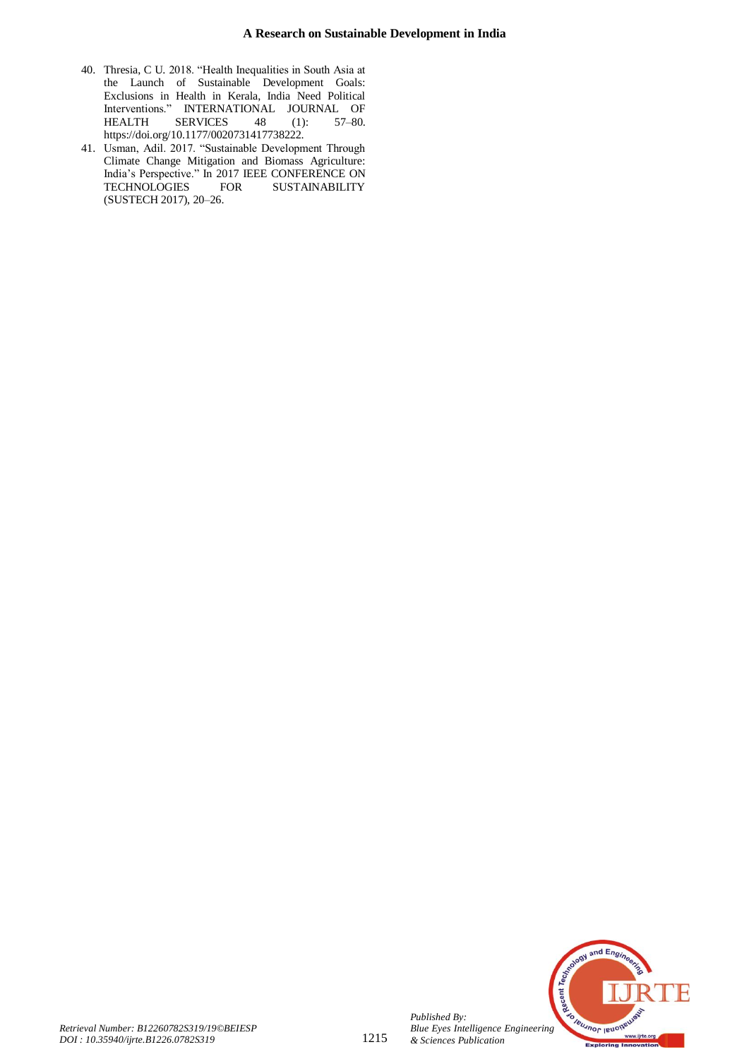40. Thresia, C U. 2018. "Health Inequalities in South Asia at the Launch of Sustainable Development Goals: Exclusions in Health in Kerala, India Need Political Interventions." INTERNATIONAL JOURNAL OF HEALTH SERVICES 48 (1): 57–80. https://doi.org/10.1177/0020731417738222.
41. Usman, Adil. 2017. "Sustainable Development Through Climate Change Mitigation and Biomass Agriculture: India's Perspective." In 2017 IEEE CONFERENCE ON TECHNOLOGIES FOR SUSTAINABILITY (SUSTECH 2017), 20–26.